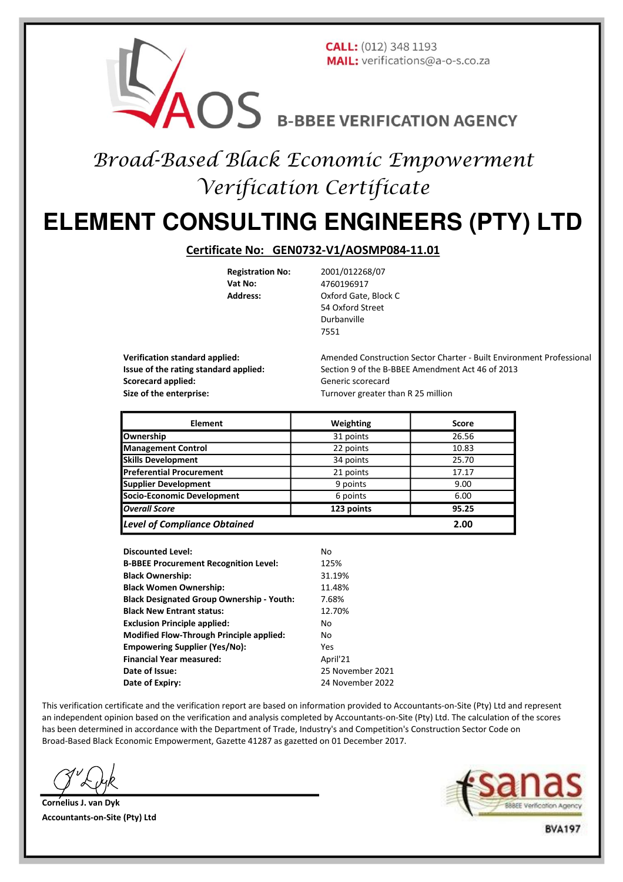CALL: (012) 348 1193
MAIL: verifications@a-o-s.co.za

AOS B-BBEE VERIFICATION AGENCY

# *Broad-Based Black Economic Empowerment Verification Certificate*

# ELEMENT CONSULTING ENGINEERS (PTY) LTD

## Certificate No: GEN0732-V1/AOSMP084-11.01

**Registration No:** 2001/012268/07
**Vat No:** 4760196917
**Address:** Oxford Gate, Block C
54 Oxford Street
Durbanville
7551

**Verification standard applied:** Amended Construction Sector Charter - Built Environment Professional
**Issue of the rating standard applied:** Section 9 of the B-BBEE Amendment Act 46 of 2013
**Scorecard applied:** Generic scorecard
**Size of the enterprise:** Turnover greater than R 25 million

| Element | Weighting | Score |
|---|---|---|
| **Ownership** | 31 points | 26.56 |
| **Management Control** | 22 points | 10.83 |
| **Skills Development** | 34 points | 25.70 |
| **Preferential Procurement** | 21 points | 17.17 |
| **Supplier Development** | 9 points | 9.00 |
| **Socio-Economic Development** | 6 points | 6.00 |
| ***Overall Score*** | **123 points** | **95.25** |
| ***Level of Compliance Obtained*** | | **2.00** |

**Discounted Level:** No
**B-BBEE Procurement Recognition Level:** 125%
**Black Ownership:** 31.19%
**Black Women Ownership:** 11.48%
**Black Designated Group Ownership - Youth:** 7.68%
**Black New Entrant status:** 12.70%
**Exclusion Principle applied:** No
**Modified Flow-Through Principle applied:** No
**Empowering Supplier (Yes/No):** Yes
**Financial Year measured:** April'21
**Date of Issue:** 25 November 2021
**Date of Expiry:** 24 November 2022

This verification certificate and the verification report are based on information provided to Accountants-on-Site (Pty) Ltd and represent an independent opinion based on the verification and analysis completed by Accountants-on-Site (Pty) Ltd. The calculation of the scores has been determined in accordance with the Department of Trade, Industry's and Competition's Construction Sector Code on Broad-Based Black Economic Empowerment, Gazette 41287 as gazetted on 01 December 2017.

**Cornelius J. van Dyk**
**Accountants-on-Site (Pty) Ltd**

sanas
BBBEE Verification Agency
**BVA197**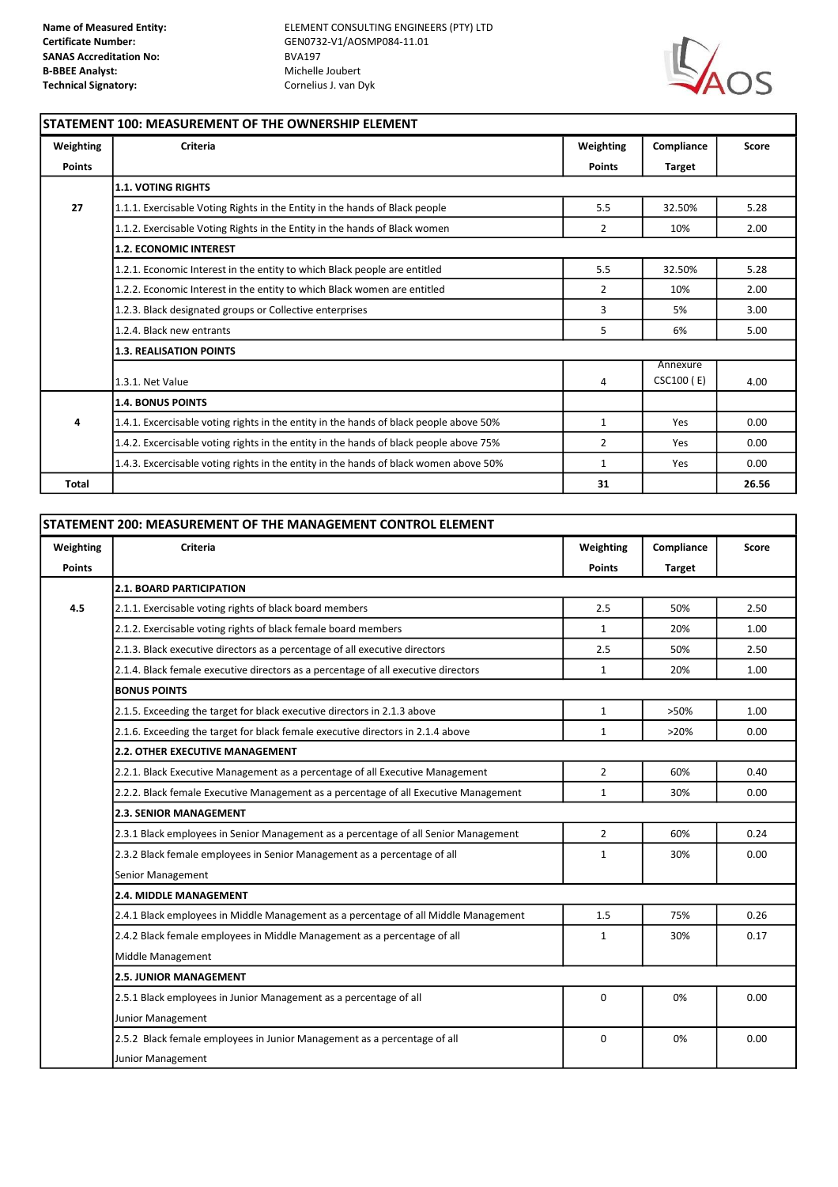**Name of Measured Entity:** ELEMENT CONSULTING ENGINEERS (PTY) LTD
**Certificate Number:** GEN0732-V1/AOSMP084-11.01
**SANAS Accreditation No:** BVA197
**B-BBEE Analyst:** Michelle Joubert
**Technical Signatory:** Cornelius J. van Dyk

## STATEMENT 100: MEASUREMENT OF THE OWNERSHIP ELEMENT

| Weighting Points | Criteria | Weighting Points | Compliance Target | Score |
|---|---|---|---|---|
| | **1.1. VOTING RIGHTS** | | | |
| 27 | 1.1.1. Exercisable Voting Rights in the Entity in the hands of Black people | 5.5 | 32.50% | 5.28 |
| | 1.1.2. Exercisable Voting Rights in the Entity in the hands of Black women | 2 | 10% | 2.00 |
| | **1.2. ECONOMIC INTEREST** | | | |
| | 1.2.1. Economic Interest in the entity to which Black people are entitled | 5.5 | 32.50% | 5.28 |
| | 1.2.2. Economic Interest in the entity to which Black women are entitled | 2 | 10% | 2.00 |
| | 1.2.3. Black designated groups or Collective enterprises | 3 | 5% | 3.00 |
| | 1.2.4. Black new entrants | 5 | 6% | 5.00 |
| | **1.3. REALISATION POINTS** | | | |
| | 1.3.1. Net Value | 4 | Annexure CSC100 ( E) | 4.00 |
| | **1.4. BONUS POINTS** | | | |
| 4 | 1.4.1. Excercisable voting rights in the entity in the hands of black people above 50% | 1 | Yes | 0.00 |
| | 1.4.2. Excercisable voting rights in the entity in the hands of black people above 75% | 2 | Yes | 0.00 |
| | 1.4.3. Excercisable voting rights in the entity in the hands of black women above 50% | 1 | Yes | 0.00 |
| **Total** | | **31** | | **26.56** |

## STATEMENT 200: MEASUREMENT OF THE MANAGEMENT CONTROL ELEMENT

| Weighting Points | Criteria | Weighting Points | Compliance Target | Score |
|---|---|---|---|---|
| | **2.1. BOARD PARTICIPATION** | | | |
| 4.5 | 2.1.1. Exercisable voting rights of black board members | 2.5 | 50% | 2.50 |
| | 2.1.2. Exercisable voting rights of black female board members | 1 | 20% | 1.00 |
| | 2.1.3. Black executive directors as a percentage of all executive directors | 2.5 | 50% | 2.50 |
| | 2.1.4. Black female executive directors as a percentage of all executive directors | 1 | 20% | 1.00 |
| | **BONUS POINTS** | | | |
| | 2.1.5. Exceeding the target for black executive directors in 2.1.3 above | 1 | >50% | 1.00 |
| | 2.1.6. Exceeding the target for black female executive directors in 2.1.4 above | 1 | >20% | 0.00 |
| | **2.2. OTHER EXECUTIVE MANAGEMENT** | | | |
| | 2.2.1. Black Executive Management as a percentage of all Executive Management | 2 | 60% | 0.40 |
| | 2.2.2. Black female Executive Management as a percentage of all Executive Management | 1 | 30% | 0.00 |
| | **2.3. SENIOR MANAGEMENT** | | | |
| | 2.3.1 Black employees in Senior Management as a percentage of all Senior Management | 2 | 60% | 0.24 |
| | 2.3.2 Black female employees in Senior Management as a percentage of all Senior Management | 1 | 30% | 0.00 |
| | **2.4. MIDDLE MANAGEMENT** | | | |
| | 2.4.1 Black employees in Middle Management as a percentage of all Middle Management | 1.5 | 75% | 0.26 |
| | 2.4.2 Black female employees in Middle Management as a percentage of all Middle Management | 1 | 30% | 0.17 |
| | **2.5. JUNIOR MANAGEMENT** | | | |
| | 2.5.1 Black employees in Junior Management as a percentage of all Junior Management | 0 | 0% | 0.00 |
| | 2.5.2 Black female employees in Junior Management as a percentage of all Junior Management | 0 | 0% | 0.00 |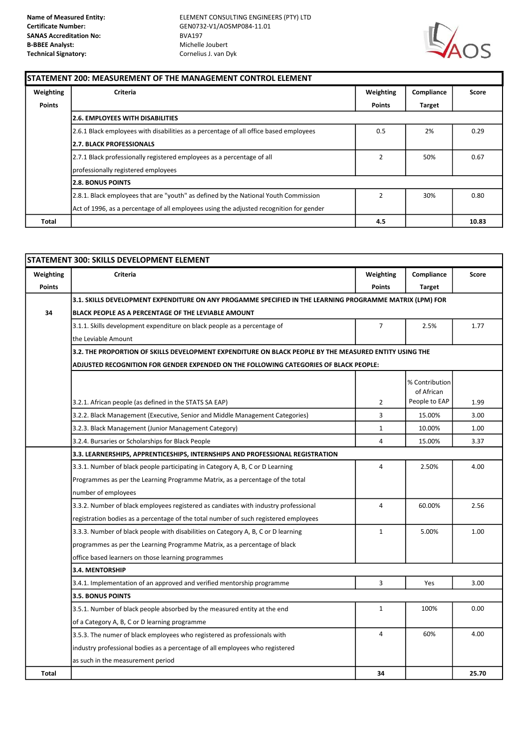| | |
|---|---|
| **Name of Measured Entity:** | ELEMENT CONSULTING ENGINEERS (PTY) LTD |
| **Certificate Number:** | GEN0732-V1/AOSMP084-11.01 |
| **SANAS Accreditation No:** | BVA197 |
| **B-BBEE Analyst:** | Michelle Joubert |
| **Technical Signatory:** | Cornelius J. van Dyk |

| **STATEMENT 200: MEASUREMENT OF THE MANAGEMENT CONTROL ELEMENT** | | | | |
|---|---|---|---|---|
| **Weighting Points** | **Criteria** | **Weighting Points** | **Compliance Target** | **Score** |
| | **2.6. EMPLOYEES WITH DISABILITIES** | | | |
| | 2.6.1 Black employees with disabilities as a percentage of all office based employees | 0.5 | 2% | 0.29 |
| | **2.7. BLACK PROFESSIONALS** | | | |
| | 2.7.1 Black professionally registered employees as a percentage of all professionally registered employees | 2 | 50% | 0.67 |
| | **2.8. BONUS POINTS** | | | |
| | 2.8.1. Black employees that are "youth" as defined by the National Youth Commission Act of 1996, as a percentage of all employees using the adjusted recognition for gender | 2 | 30% | 0.80 |
| **Total** | | **4.5** | | **10.83** |

| **STATEMENT 300: SKILLS DEVELOPMENT ELEMENT** | | | | |
|---|---|---|---|---|
| **Weighting Points** | **Criteria** | **Weighting Points** | **Compliance Target** | **Score** |
| 34 | **3.1. SKILLS DEVELOPMENT EXPENDITURE ON ANY PROGAMME SPECIFIED IN THE LEARNING PROGRAMME MATRIX (LPM) FOR BLACK PEOPLE AS A PERCENTAGE OF THE LEVIABLE AMOUNT** | | | |
| | 3.1.1. Skills development expenditure on black people as a percentage of the Leviable Amount | 7 | 2.5% | 1.77 |
| | **3.2. THE PROPORTION OF SKILLS DEVELOPMENT EXPENDITURE ON BLACK PEOPLE BY THE MEASURED ENTITY USING THE ADJUSTED RECOGNITION FOR GENDER EXPENDED ON THE FOLLOWING CATEGORIES OF BLACK PEOPLE:** | | | |
| | 3.2.1. African people (as defined in the STATS SA EAP) | 2 | % Contribution of African People to EAP | 1.99 |
| | 3.2.2. Black Management (Executive, Senior and Middle Management Categories) | 3 | 15.00% | 3.00 |
| | 3.2.3. Black Management (Junior Management Category) | 1 | 10.00% | 1.00 |
| | 3.2.4. Bursaries or Scholarships for Black People | 4 | 15.00% | 3.37 |
| | **3.3. LEARNERSHIPS, APPRENTICESHIPS, INTERNSHIPS AND PROFESSIONAL REGISTRATION** | | | |
| | 3.3.1. Number of black people participating in Category A, B, C or D Learning Programmes as per the Learning Programme Matrix, as a percentage of the total number of employees | 4 | 2.50% | 4.00 |
| | 3.3.2. Number of black employees registered as candiates with industry professional registration bodies as a percentage of the total number of such registered employees | 4 | 60.00% | 2.56 |
| | 3.3.3. Number of black people with disabilities on Category A, B, C or D learning programmes as per the Learning Programme Matrix, as a percentage of black office based learners on those learning programmes | 1 | 5.00% | 1.00 |
| | **3.4. MENTORSHIP** | | | |
| | 3.4.1. Implementation of an approved and verified mentorship programme | 3 | Yes | 3.00 |
| | **3.5. BONUS POINTS** | | | |
| | 3.5.1. Number of black people absorbed by the measured entity at the end of a Category A, B, C or D learning programme | 1 | 100% | 0.00 |
| | 3.5.3. The numer of black employees who registered as professionals with industry professional bodies as a percentage of all employees who registered as such in the measurement period | 4 | 60% | 4.00 |
| **Total** | | **34** | | **25.70** |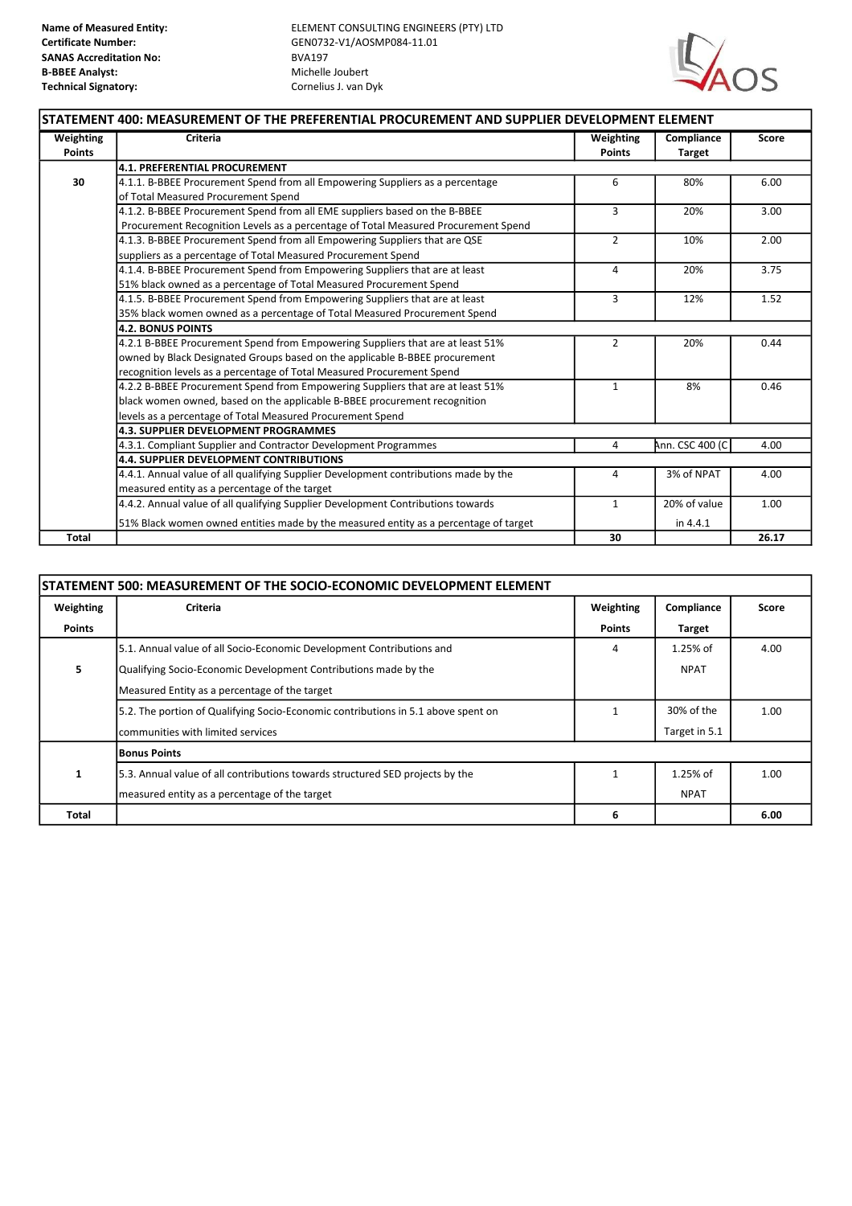**Name of Measured Entity:** ELEMENT CONSULTING ENGINEERS (PTY) LTD
**Certificate Number:** GEN0732-V1/AOSMP084-11.01
**SANAS Accreditation No:** BVA197
**B-BBEE Analyst:** Michelle Joubert
**Technical Signatory:** Cornelius J. van Dyk

AOS

## STATEMENT 400: MEASUREMENT OF THE PREFERENTIAL PROCUREMENT AND SUPPLIER DEVELOPMENT ELEMENT

| Weighting Points | Criteria | Weighting Points | Compliance Target | Score |
|---|---|---|---|---|
| | **4.1. PREFERENTIAL PROCUREMENT** | | | |
| 30 | 4.1.1. B-BBEE Procurement Spend from all Empowering Suppliers as a percentage of Total Measured Procurement Spend | 6 | 80% | 6.00 |
| | 4.1.2. B-BBEE Procurement Spend from all EME suppliers based on the B-BBEE Procurement Recognition Levels as a percentage of Total Measured Procurement Spend | 3 | 20% | 3.00 |
| | 4.1.3. B-BBEE Procurement Spend from all Empowering Suppliers that are QSE suppliers as a percentage of Total Measured Procurement Spend | 2 | 10% | 2.00 |
| | 4.1.4. B-BBEE Procurement Spend from Empowering Suppliers that are at least 51% black owned as a percentage of Total Measured Procurement Spend | 4 | 20% | 3.75 |
| | 4.1.5. B-BBEE Procurement Spend from Empowering Suppliers that are at least 35% black women owned as a percentage of Total Measured Procurement Spend | 3 | 12% | 1.52 |
| | **4.2. BONUS POINTS** | | | |
| | 4.2.1 B-BBEE Procurement Spend from Empowering Suppliers that are at least 51% owned by Black Designated Groups based on the applicable B-BBEE procurement recognition levels as a percentage of Total Measured Procurement Spend | 2 | 20% | 0.44 |
| | 4.2.2 B-BBEE Procurement Spend from Empowering Suppliers that are at least 51% black women owned, based on the applicable B-BBEE procurement recognition levels as a percentage of Total Measured Procurement Spend | 1 | 8% | 0.46 |
| | **4.3. SUPPLIER DEVELOPMENT PROGRAMMES** | | | |
| | 4.3.1. Compliant Supplier and Contractor Development Programmes | 4 | Ann. CSC 400 (C | 4.00 |
| | **4.4. SUPPLIER DEVELOPMENT CONTRIBUTIONS** | | | |
| | 4.4.1. Annual value of all qualifying Supplier Development contributions made by the measured entity as a percentage of the target | 4 | 3% of NPAT | 4.00 |
| | 4.4.2. Annual value of all qualifying Supplier Development Contributions towards 51% Black women owned entities made by the measured entity as a percentage of target | 1 | 20% of value in 4.4.1 | 1.00 |
| **Total** | | **30** | | **26.17** |

## STATEMENT 500: MEASUREMENT OF THE SOCIO-ECONOMIC DEVELOPMENT ELEMENT

| Weighting Points | Criteria | Weighting Points | Compliance Target | Score |
|---|---|---|---|---|
| 5 | 5.1. Annual value of all Socio-Economic Development Contributions and Qualifying Socio-Economic Development Contributions made by the Measured Entity as a percentage of the target | 4 | 1.25% of NPAT | 4.00 |
| | 5.2. The portion of Qualifying Socio-Economic contributions in 5.1 above spent on communities with limited services | 1 | 30% of the Target in 5.1 | 1.00 |
| | **Bonus Points** | | | |
| 1 | 5.3. Annual value of all contributions towards structured SED projects by the measured entity as a percentage of the target | 1 | 1.25% of NPAT | 1.00 |
| **Total** | | **6** | | **6.00** |